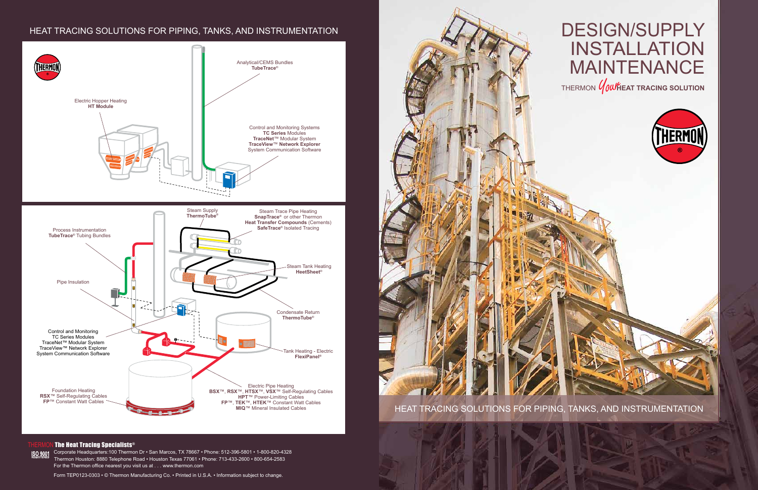# HEAT TRACING SOLUTIONS FOR PIPING, TANKS, AND INSTRUMENTATION

Analytical/CEMS Bundles
**TubeTrace®**

Electric Hopper Heating
**HT Module**

Control and Monitoring Systems
**TC Series** Modules
**TraceNet™** Modular System
**TraceView™ Network Explorer**
System Communication Software

Steam Supply
**ThermoTube®**

Steam Trace Pipe Heating
**SnapTrace®** or other Thermon
**Heat Transfer Compounds** (Cements)
**SafeTrace®** Isolated Tracing

Process Instrumentation
**TubeTrace®** Tubing Bundles

Steam Tank Heating
**HeetSheet®**

Pipe Insulation

Condensate Return
**ThermoTube®**

Control and Monitoring
TC Series Modules
TraceNet™ Modular System
TraceView™ Network Explorer
System Communication Software

Tank Heating - Electric
**FlexiPanel®**

Foundation Heating
**RSX™** Self-Regulating Cables
**FP™** Constant Watt Cables

Electric Pipe Heating
**BSX™**, **RSX™**, **HTSX™**, **VSX™** Self-Regulating Cables
**HPT™** Power-Limiting Cables
**FP™**, **TEK™**, **HTEK™** Constant Watt Cables
**MIQ™** Mineral Insulated Cables

THERMON **The Heat Tracing Specialists®**

ISO 9001 REGISTERED

Corporate Headquarters:100 Thermon Dr • San Marcos, TX 78667 • Phone: 512-396-5801 • 1-800-820-4328
Thermon Houston: 8880 Telephone Road • Houston Texas 77061 • Phone: 713-433-2600 • 800-654-2583
For the Thermon office nearest you visit us at . . . www.thermon.com

Form TEP0123-0303 • © Thermon Manufacturing Co. • Printed in U.S.A. • Information subject to change.

# DESIGN/SUPPLY
# INSTALLATION
# MAINTENANCE

THERMON *Your* **HEAT TRACING SOLUTION**

THERMON

HEAT TRACING SOLUTIONS FOR PIPING, TANKS, AND INSTRUMENTATION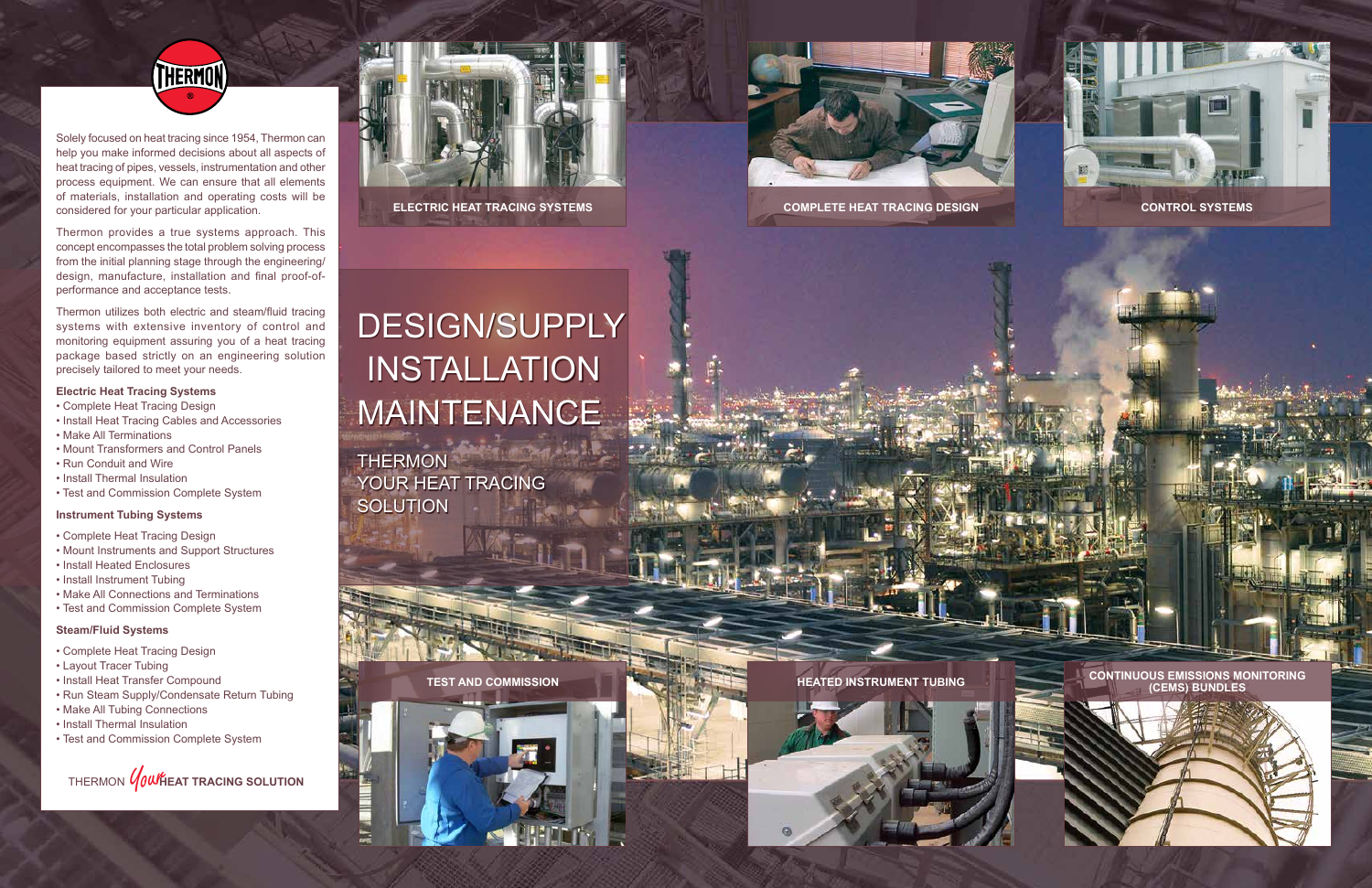THERMON

Solely focused on heat tracing since 1954, Thermon can help you make informed decisions about all aspects of heat tracing of pipes, vessels, instrumentation and other process equipment. We can ensure that all elements of materials, installation and operating costs will be considered for your particular application.

Thermon provides a true systems approach. This concept encompasses the total problem solving process from the initial planning stage through the engineering/design, manufacture, installation and final proof-of-performance and acceptance tests.

Thermon utilizes both electric and steam/fluid tracing systems with extensive inventory of control and monitoring equipment assuring you of a heat tracing package based strictly on an engineering solution precisely tailored to meet your needs.

**Electric Heat Tracing Systems**

- Complete Heat Tracing Design
- Install Heat Tracing Cables and Accessories
- Make All Terminations
- Mount Transformers and Control Panels
- Run Conduit and Wire
- Install Thermal Insulation
- Test and Commission Complete System

**Instrument Tubing Systems**

- Complete Heat Tracing Design
- Mount Instruments and Support Structures
- Install Heated Enclosures
- Install Instrument Tubing
- Make All Connections and Terminations
- Test and Commission Complete System

**Steam/Fluid Systems**

- Complete Heat Tracing Design
- Layout Tracer Tubing
- Install Heat Transfer Compound
- Run Steam Supply/Condensate Return Tubing
- Make All Tubing Connections
- Install Thermal Insulation
- Test and Commission Complete System

THERMON *Your* HEAT TRACING SOLUTION

ELECTRIC HEAT TRACING SYSTEMS

COMPLETE HEAT TRACING DESIGN

CONTROL SYSTEMS

# DESIGN/SUPPLY INSTALLATION MAINTENANCE

THERMON
YOUR HEAT TRACING SOLUTION

TEST AND COMMISSION

HEATED INSTRUMENT TUBING

CONTINUOUS EMISSIONS MONITORING (CEMS) BUNDLES